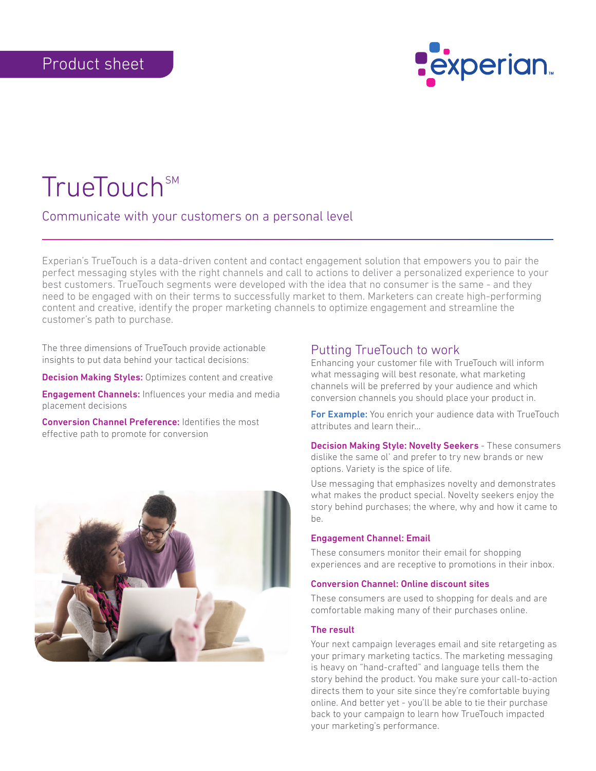Product sheet

# TrueTouch[SM]

## Communicate with your customers on a personal level

Experian's TrueTouch is a data-driven content and contact engagement solution that empowers you to pair the perfect messaging styles with the right channels and call to actions to deliver a personalized experience to your best customers. TrueTouch segments were developed with the idea that no consumer is the same - and they need to be engaged with on their terms to successfully market to them. Marketers can create high-performing content and creative, identify the proper marketing channels to optimize engagement and streamline the customer's path to purchase.

The three dimensions of TrueTouch provide actionable insights to put data behind your tactical decisions:

**Decision Making Styles:** Optimizes content and creative

**Engagement Channels:** Influences your media and media placement decisions

**Conversion Channel Preference:** Identifies the most effective path to promote for conversion

## Putting TrueTouch to work

Enhancing your customer file with TrueTouch will inform what messaging will best resonate, what marketing channels will be preferred by your audience and which conversion channels you should place your product in.

**For Example:** You enrich your audience data with TrueTouch attributes and learn their...

**Decision Making Style: Novelty Seekers** - These consumers dislike the same ol' and prefer to try new brands or new options. Variety is the spice of life.

Use messaging that emphasizes novelty and demonstrates what makes the product special. Novelty seekers enjoy the story behind purchases; the where, why and how it came to be.

### Engagement Channel: Email

These consumers monitor their email for shopping experiences and are receptive to promotions in their inbox.

### Conversion Channel: Online discount sites

These consumers are used to shopping for deals and are comfortable making many of their purchases online.

### The result

Your next campaign leverages email and site retargeting as your primary marketing tactics. The marketing messaging is heavy on "hand-crafted" and language tells them the story behind the product. You make sure your call-to-action directs them to your site since they're comfortable buying online. And better yet - you'll be able to tie their purchase back to your campaign to learn how TrueTouch impacted your marketing's performance.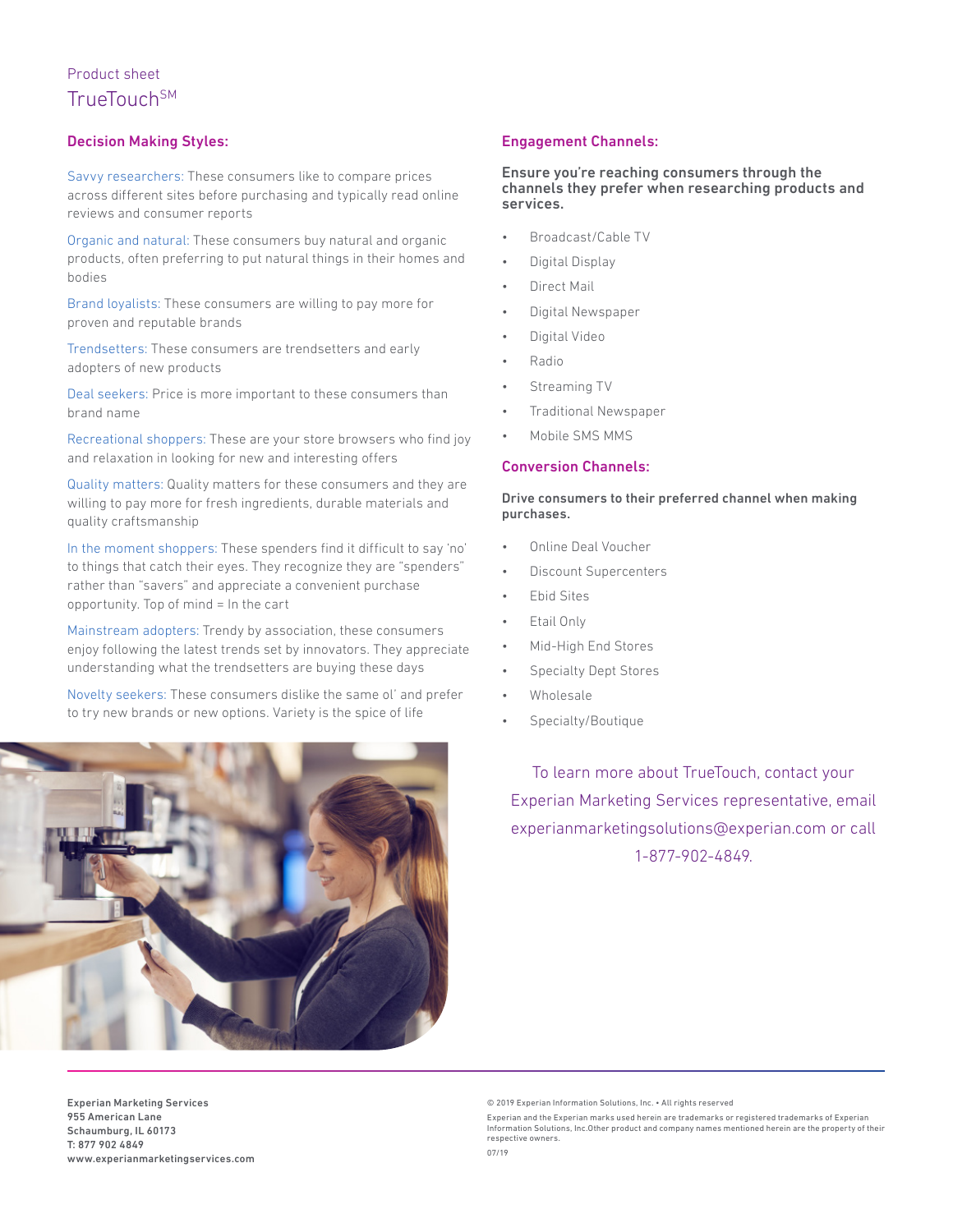Product sheet

TrueTouch℠

## Decision Making Styles:

Savvy researchers: These consumers like to compare prices across different sites before purchasing and typically read online reviews and consumer reports

Organic and natural: These consumers buy natural and organic products, often preferring to put natural things in their homes and bodies

Brand loyalists: These consumers are willing to pay more for proven and reputable brands

Trendsetters: These consumers are trendsetters and early adopters of new products

Deal seekers: Price is more important to these consumers than brand name

Recreational shoppers: These are your store browsers who find joy and relaxation in looking for new and interesting offers

Quality matters: Quality matters for these consumers and they are willing to pay more for fresh ingredients, durable materials and quality craftsmanship

In the moment shoppers: These spenders find it difficult to say 'no' to things that catch their eyes. They recognize they are "spenders" rather than "savers" and appreciate a convenient purchase opportunity. Top of mind = In the cart

Mainstream adopters: Trendy by association, these consumers enjoy following the latest trends set by innovators. They appreciate understanding what the trendsetters are buying these days

Novelty seekers: These consumers dislike the same ol' and prefer to try new brands or new options. Variety is the spice of life

## Engagement Channels:

**Ensure you're reaching consumers through the channels they prefer when researching products and services.**

- Broadcast/Cable TV
- Digital Display
- Direct Mail
- Digital Newspaper
- Digital Video
- Radio
- Streaming TV
- Traditional Newspaper
- Mobile SMS MMS

## Conversion Channels:

**Drive consumers to their preferred channel when making purchases.**

- Online Deal Voucher
- Discount Supercenters
- Ebid Sites
- Etail Only
- Mid-High End Stores
- Specialty Dept Stores
- Wholesale
- Specialty/Boutique

To learn more about TrueTouch, contact your Experian Marketing Services representative, email experianmarketingsolutions@experian.com or call 1-877-902-4849.

**Experian Marketing Services**
**955 American Lane**
**Schaumburg, IL 60173**
**T: 877 902 4849**
**www.experianmarketingservices.com**

© 2019 Experian Information Solutions, Inc. • All rights reserved

Experian and the Experian marks used herein are trademarks or registered trademarks of Experian Information Solutions, Inc.Other product and company names mentioned herein are the property of their respective owners.

07/19